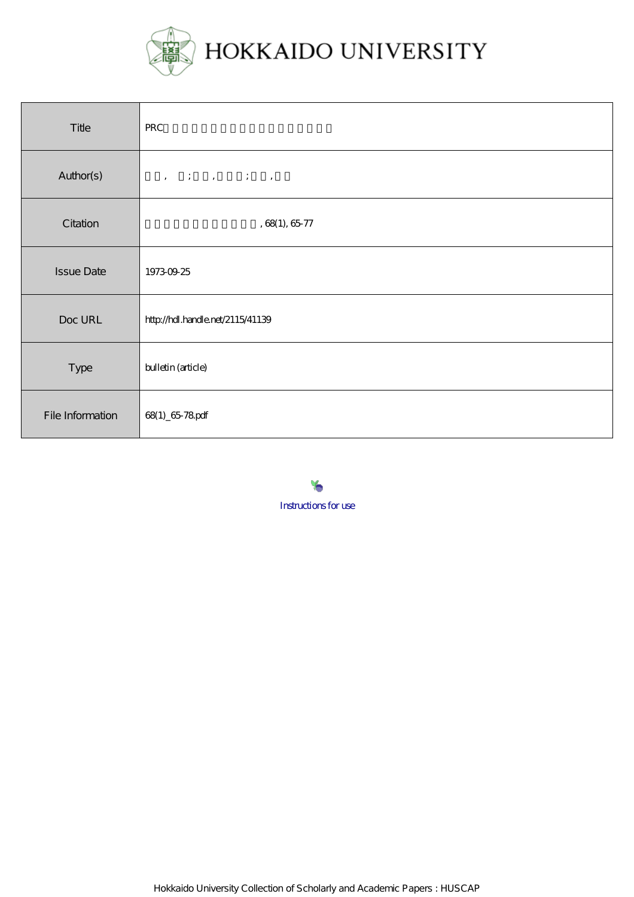# HOKKAIDO UNIVERSITY

| Title | PRC |
|---|---|
| Author(s) | , ; , ; , |
| Citation | , 68(1), 65-77 |
| Issue Date | 1973-09-25 |
| Doc URL | http://hdl.handle.net/2115/41139 |
| Type | bulletin (article) |
| File Information | 68(1)_65-78.pdf |

Instructions for use

Hokkaido University Collection of Scholarly and Academic Papers : HUSCAP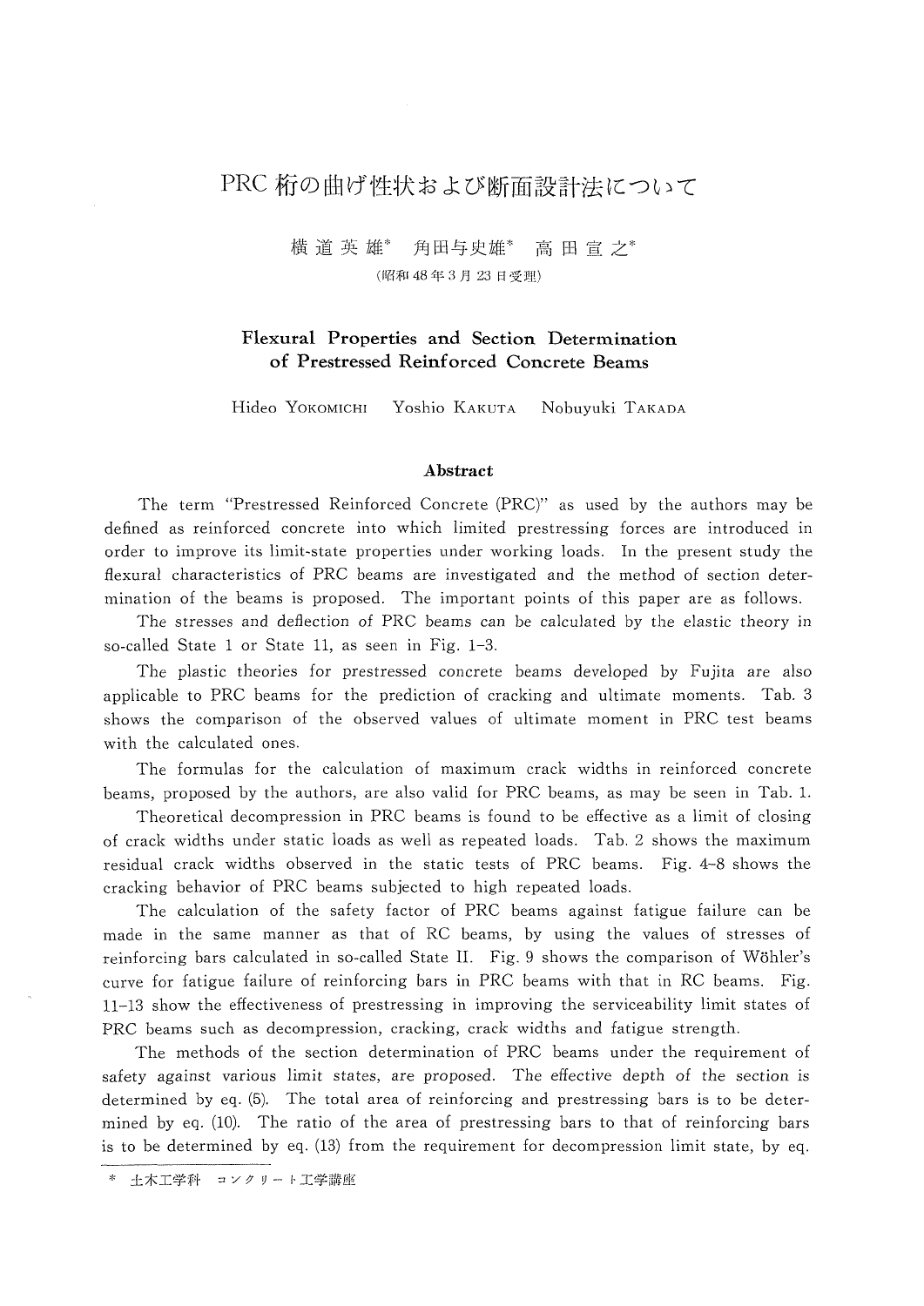# PRC 桁の曲げ性状および断面設計法について

横道英雄* 角田与史雄* 高田宣之*

(昭和48年3月23日受理)

## Flexural Properties and Section Determination of Prestressed Reinforced Concrete Beams

Hideo YOKOMICHI Yoshio KAKUTA Nobuyuki TAKADA

### Abstract

The term "Prestressed Reinforced Concrete (PRC)" as used by the authors may be defined as reinforced concrete into which limited prestressing forces are introduced in order to improve its limit-state properties under working loads. In the present study the flexural characteristics of PRC beams are investigated and the method of section determination of the beams is proposed. The important points of this paper are as follows.

The stresses and deflection of PRC beams can be calculated by the elastic theory in so-called State 1 or State 11, as seen in Fig. 1–3.

The plastic theories for prestressed concrete beams developed by Fujita are also applicable to PRC beams for the prediction of cracking and ultimate moments. Tab. 3 shows the comparison of the observed values of ultimate moment in PRC test beams with the calculated ones.

The formulas for the calculation of maximum crack widths in reinforced concrete beams, proposed by the authors, are also valid for PRC beams, as may be seen in Tab. 1.

Theoretical decompression in PRC beams is found to be effective as a limit of closing of crack widths under static loads as well as repeated loads. Tab. 2 shows the maximum residual crack widths observed in the static tests of PRC beams. Fig. 4–8 shows the cracking behavior of PRC beams subjected to high repeated loads.

The calculation of the safety factor of PRC beams against fatigue failure can be made in the same manner as that of RC beams, by using the values of stresses of reinforcing bars calculated in so-called State II. Fig. 9 shows the comparison of Wöhler's curve for fatigue failure of reinforcing bars in PRC beams with that in RC beams. Fig. 11–13 show the effectiveness of prestressing in improving the serviceability limit states of PRC beams such as decompression, cracking, crack widths and fatigue strength.

The methods of the section determination of PRC beams under the requirement of safety against various limit states, are proposed. The effective depth of the section is determined by eq. (5). The total area of reinforcing and prestressing bars is to be determined by eq. (10). The ratio of the area of prestressing bars to that of reinforcing bars is to be determined by eq. (13) from the requirement for decompression limit state, by eq.

---

\* 土木工学科 コンクリート工学講座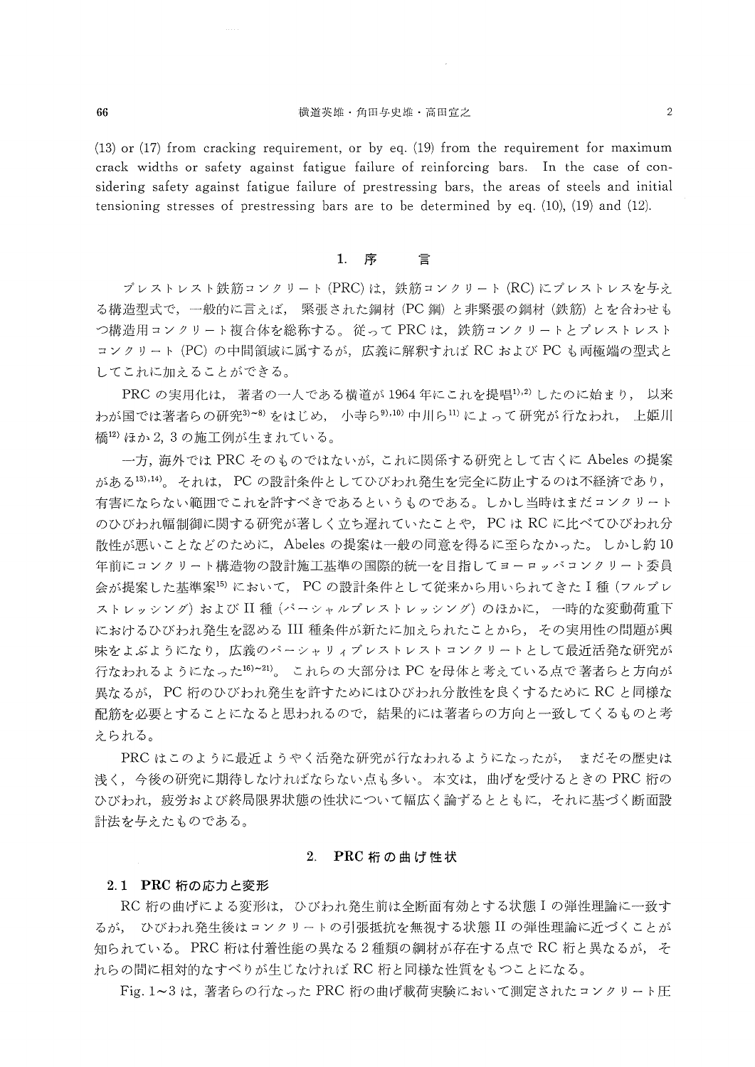(13) or (17) from cracking requirement, or by eq. (19) from the requirement for maximum crack widths or safety against fatigue failure of reinforcing bars. In the case of considering safety against fatigue failure of prestressing bars, the areas of steels and initial tensioning stresses of prestressing bars are to be determined by eq. (10), (19) and (12).

## 1. 序　　言

プレストレスト鉄筋コンクリート (PRC) は，鉄筋コンクリート (RC) にプレストレスを与える構造型式で，一般的に言えば，緊張された鋼材 (PC 鋼) と非緊張の鋼材 (鉄筋) とを合わせもつ構造用コンクリート複合体を総称する。従って PRC は，鉄筋コンクリートとプレストレストコンクリート (PC) の中間領域に属するが，広義に解釈すれば RC および PC も両極端の型式としてこれに加えることができる。

PRC の実用化は，著者の一人である横道が 1964 年にこれを提唱[1),2)] したのに始まり，以来わが国では著者らの研究[3)~8)] をはじめ，小寺ら[9),10)] 中川ら[11)] によって研究が行なわれ，上姫川橋[12)] ほか 2, 3 の施工例が生まれている。

一方，海外では PRC そのものではないが，これに関係する研究として古くに Abeles の提案がある[13),14)]。それは，PC の設計条件としてひびわれ発生を完全に防止するのは不経済であり，有害にならない範囲でこれを許すべきであるというものである。しかし当時はまだコンクリートのひびわれ幅制御に関する研究が著しく立ち遅れていたことや，PC は RC に比べてひびわれ分散性が悪いことなどのために，Abeles の提案は一般の同意を得るに至らなかった。しかし約 10 年前にコンクリート構造物の設計施工基準の国際的統一を目指してヨーロッパコンクリート委員会が提案した基準案[15)] において，PC の設計条件として従来から用いられてきた I 種 (フルプレストレッシング) および II 種 (パーシャルプレストレッシング) のほかに，一時的な変動荷重下におけるひびわれ発生を認める III 種条件が新たに加えられたことから，その実用性の問題が興味をよぶようになり，広義のパーシャリィプレストレストコンクリートとして最近活発な研究が行なわれるようになった[16)~21)]。これらの大部分は PC を母体と考えている点で著者らと方向が異なるが，PC 桁のひびわれ発生を許すためにはひびわれ分散性を良くするために RC と同様な配筋を必要とすることになると思われるので，結果的には著者らの方向と一致してくるものと考えられる。

PRC はこのように最近ようやく活発な研究が行なわれるようになったが，まだその歴史は浅く，今後の研究に期待しなければならない点も多い。本文は，曲げを受けるときの PRC 桁のひびわれ，疲労および終局限界状態の性状について幅広く論ずるとともに，それに基づく断面設計法を与えたものである。

## 2. PRC 桁の曲げ性状

### 2.1 PRC 桁の応力と変形

RC 桁の曲げによる変形は，ひびわれ発生前は全断面有効とする状態 I の弾性理論に一致するが，ひびわれ発生後はコンクリートの引張抵抗を無視する状態 II の弾性理論に近づくことが知られている。PRC 桁は付着性能の異なる 2 種類の鋼材が存在する点で RC 桁と異なるが，それらの間に相対的なすべりが生じなければ RC 桁と同様な性質をもつことになる。

Fig. 1~3 は，著者らの行なった PRC 桁の曲げ載荷実験において測定されたコンクリート圧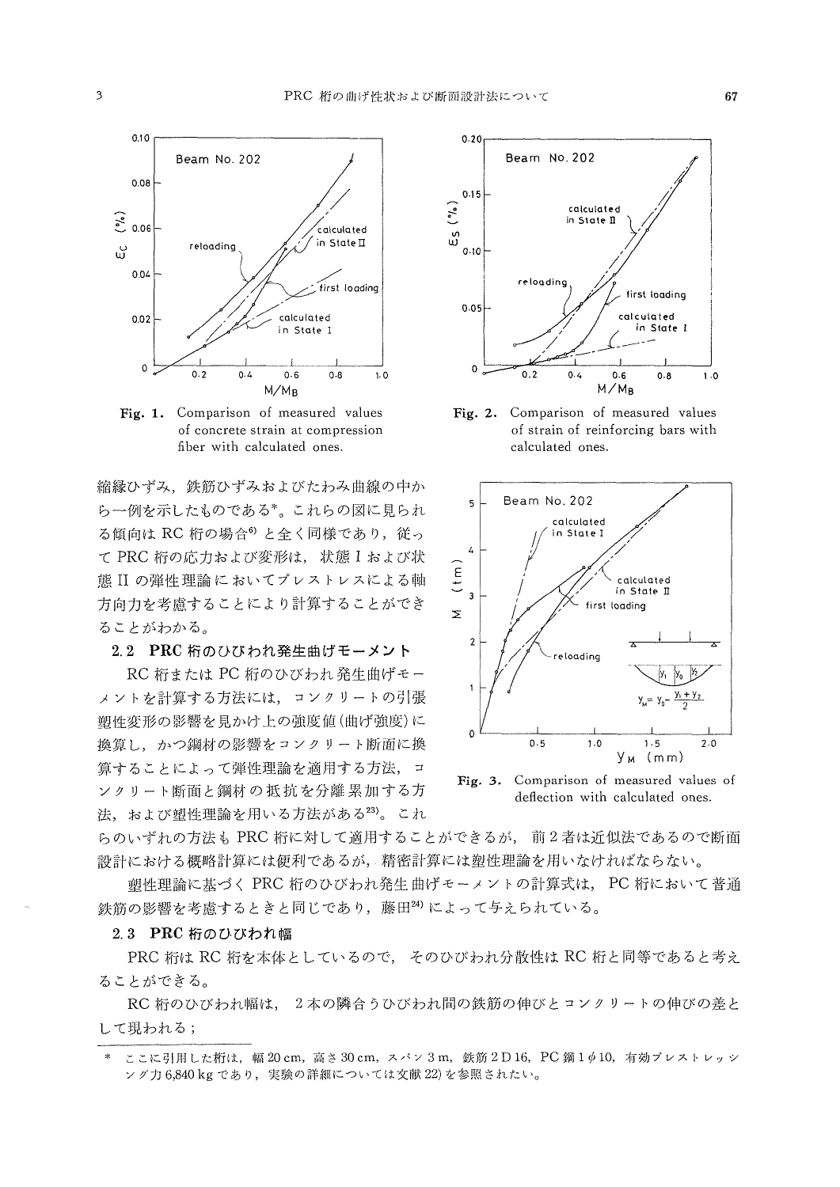Fig. 1. Comparison of measured values of concrete strain at compression fiber with calculated ones.

Fig. 2. Comparison of measured values of strain of reinforcing bars with calculated ones.

Fig. 3. Comparison of measured values of deflection with calculated ones.

縮縁ひずみ，鉄筋ひずみおよびたわみ曲線の中から一例を示したものである*。これらの図に見られる傾向はRC桁の場合[6]と全く同様であり，従ってPRC桁の応力および変形は，状態Iおよび状態IIの弾性理論においてプレストレスによる軸方向力を考慮することにより計算することができることがわかる。

## 2.2 PRC桁のひびわれ発生曲げモーメント

RC桁またはPC桁のひびわれ発生曲げモーメントを計算する方法には，コンクリートの引張塑性変形の影響を見かけ上の強度値(曲げ強度)に換算し，かつ鋼材の影響をコンクリート断面に換算することによって弾性理論を適用する方法，コンクリート断面と鋼材の抵抗を分離累加する方法，および塑性理論を用いる方法がある[23]。これらのいずれの方法もPRC桁に対して適用することができるが，前2者は近似法であるので断面設計における概略計算には便利であるが，精密計算には塑性理論を用いなければならない。

塑性理論に基づくPRC桁のひびわれ発生曲げモーメントの計算式は，PC桁において普通鉄筋の影響を考慮するときと同じであり，藤田[24]によって与えられている。

## 2.3 PRC桁のひびわれ幅

PRC桁はRC桁を本体としているので，そのひびわれ分散性はRC桁と同等であると考えることができる。

RC桁のひびわれ幅は，2本の隣合うひびわれ間の鉄筋の伸びとコンクリートの伸びの差として現われる；

---

\* ここに引用した桁は，幅20 cm，高さ30 cm，スパン3 m，鉄筋2 D 16，PC鋼1 $\phi$ 10，有効プレストレッシング力6,840 kgであり，実験の詳細については文献22)を参照されたい。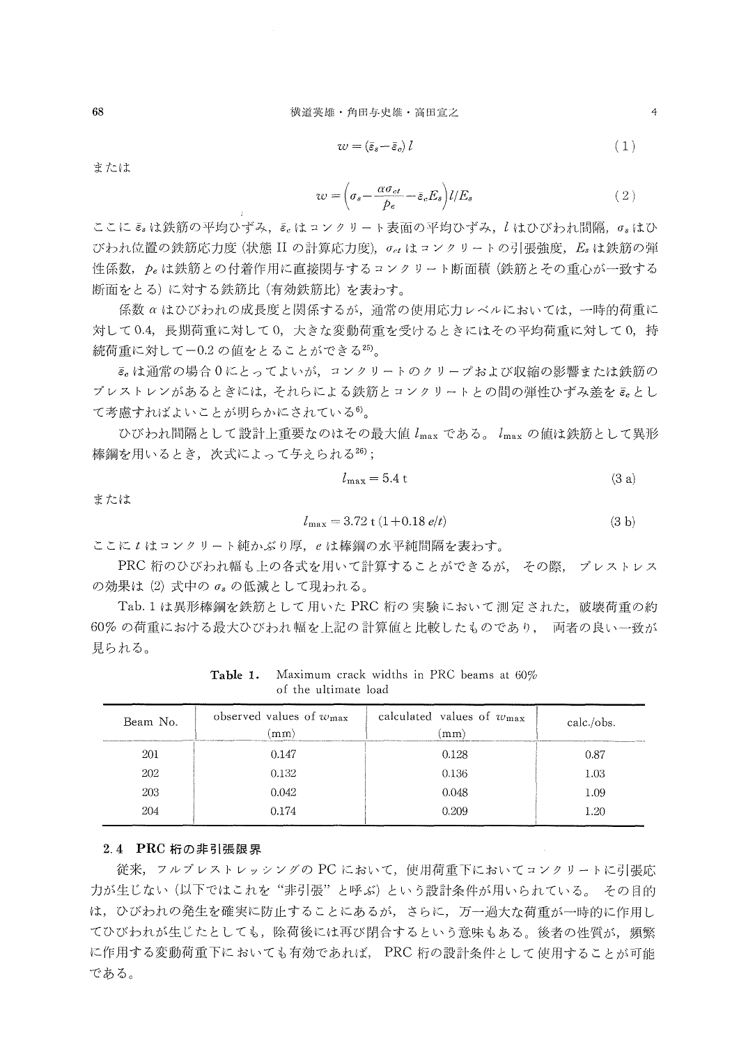$$w = (\bar{\varepsilon}_s - \bar{\varepsilon}_c)\, l \tag{1}$$

または

$$w = \left(\sigma_s - \frac{\alpha \sigma_{ct}}{p_e} - \bar{\varepsilon}_c E_s\right) l / E_s \tag{2}$$

ここに $\bar{\varepsilon}_s$ は鉄筋の平均ひずみ，$\bar{\varepsilon}_c$ はコンクリート表面の平均ひずみ，$l$ はひびわれ間隔，$\sigma_s$ はひびわれ位置の鉄筋応力度（状態 II の計算応力度），$\sigma_{ct}$ はコンクリートの引張強度，$E_s$ は鉄筋の弾性係数，$p_e$ は鉄筋との付着作用に直接関与するコンクリート断面積（鉄筋とその重心が一致する断面をとる）に対する鉄筋比（有効鉄筋比）を表わす。

係数 $\alpha$ はひびわれの成長度と関係するが，通常の使用応力レベルにおいては，一時的荷重に対して 0.4，長期荷重に対して 0，大きな変動荷重を受けるときにはその平均荷重に対して 0，持続荷重に対して $-0.2$ の値をとることができる[25]。

$\bar{\varepsilon}_c$ は通常の場合 0 にとってよいが，コンクリートのクリープおよび収縮の影響または鉄筋のプレストレンがあるときには，それらによる鉄筋とコンクリートとの間の弾性ひずみ差を $\bar{\varepsilon}_c$ として考慮すればよいことが明らかにされている[6]。

ひびわれ間隔として設計上重要なのはその最大値 $l_{\max}$ である。$l_{\max}$ の値は鉄筋として異形棒鋼を用いるとき，次式によって与えられる[26]；

$$l_{\max} = 5.4\, t \tag{3 a}$$

または

$$l_{\max} = 3.72\, t\, (1 + 0.18\, e/t) \tag{3 b}$$

ここに $t$ はコンクリート純かぶり厚，$e$ は棒鋼の水平純間隔を表わす。

PRC 桁のひびわれ幅も上の各式を用いて計算することができるが，その際，プレストレスの効果は (2) 式中の $\sigma_s$ の低減として現われる。

Tab. 1 は異形棒鋼を鉄筋として用いた PRC 桁の実験において測定された，破壊荷重の約 60% の荷重における最大ひびわれ幅を上記の計算値と比較したものであり，両者の良い一致が見られる。

**Table 1.** Maximum crack widths in PRC beams at 60% of the ultimate load

| Beam No. | observed values of $w_{\max}$ (mm) | calculated values of $w_{\max}$ (mm) | calc./obs. |
|---|---|---|---|
| 201 | 0.147 | 0.128 | 0.87 |
| 202 | 0.132 | 0.136 | 1.03 |
| 203 | 0.042 | 0.048 | 1.09 |
| 204 | 0.174 | 0.209 | 1.20 |

### 2.4 PRC 桁の非引張限界

従来，フルプレストレッシングの PC において，使用荷重下においてコンクリートに引張応力が生じない（以下ではこれを“非引張”と呼ぶ）という設計条件が用いられている。その目的は，ひびわれの発生を確実に防止することにあるが，さらに，万一過大な荷重が一時的に作用してひびわれが生じたとしても，除荷後には再び閉合するという意味もある。後者の性質が，頻繁に作用する変動荷重下においても有効であれば，PRC 桁の設計条件として使用することが可能である。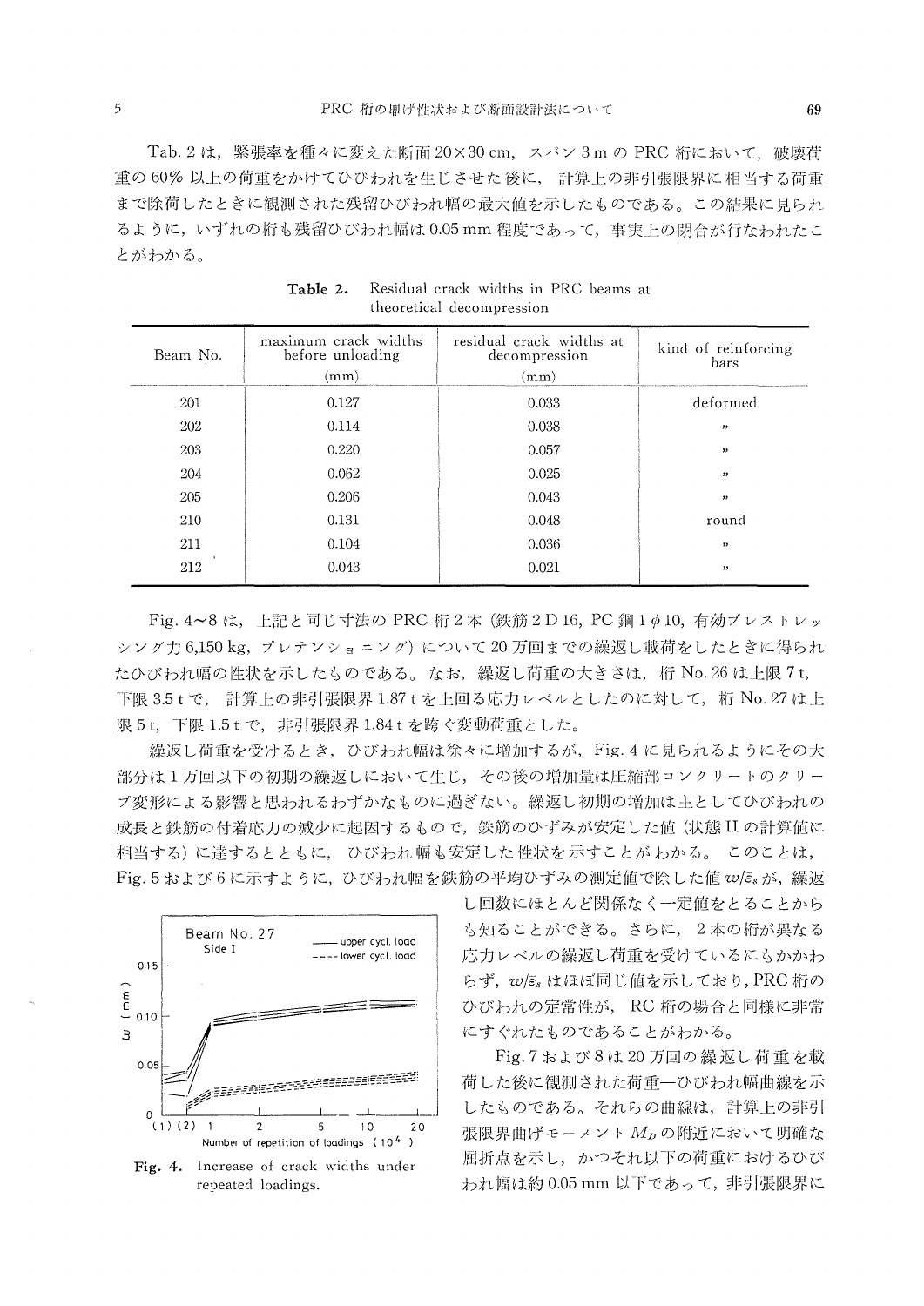Tab. 2 は，緊張率を種々に変えた断面 20×30 cm，スパン 3 m の PRC 桁において，破壊荷重の 60% 以上の荷重をかけてひびわれを生じさせた後に，計算上の非引張限界に相当する荷重まで除荷したときに観測された残留ひびわれ幅の最大値を示したものである。この結果に見られるように，いずれの桁も残留ひびわれ幅は 0.05 mm 程度であって，事実上の閉合が行なわれたことがわかる。

**Table 2.** Residual crack widths in PRC beams at theoretical decompression

| Beam No. | maximum crack widths before unloading (mm) | residual crack widths at decompression (mm) | kind of reinforcing bars |
|---|---|---|---|
| 201 | 0.127 | 0.033 | deformed |
| 202 | 0.114 | 0.038 | 〃 |
| 203 | 0.220 | 0.057 | 〃 |
| 204 | 0.062 | 0.025 | 〃 |
| 205 | 0.206 | 0.043 | 〃 |
| 210 | 0.131 | 0.048 | round |
| 211 | 0.104 | 0.036 | 〃 |
| 212 | 0.043 | 0.021 | 〃 |

Fig. 4～8 は，上記と同じ寸法の PRC 桁 2 本 (鉄筋 2 D 16，PC 鋼 1 $\phi$ 10，有効プレストレッシング力 6,150 kg，プレテンショニング) について 20 万回までの繰返し載荷をしたときに得られたひびわれ幅の性状を示したものである。なお，繰返し荷重の大きさは，桁 No. 26 は上限 7 t，下限 3.5 t で，計算上の非引張限界 1.87 t を上回る応力レベルとしたのに対して，桁 No. 27 は上限 5 t，下限 1.5 t で，非引張限界 1.84 t を跨ぐ変動荷重とした。

繰返し荷重を受けるとき，ひびわれ幅は徐々に増加するが，Fig. 4 に見られるようにその大部分は 1 万回以下の初期の繰返しにおいて生じ，その後の増加量は圧縮部コンクリートのクリープ変形による影響と思われるわずかなものに過ぎない。繰返し初期の増加は主としてひびわれの成長と鉄筋の付着応力の減少に起因するもので，鉄筋のひずみが安定した値 (状態 II の計算値に相当する) に達するとともに，ひびわれ幅も安定した性状を示すことがわかる。このことは，Fig. 5 および 6 に示すように，ひびわれ幅を鉄筋の平均ひずみの測定値で除した値 $w/\bar{\varepsilon}_s$ が，繰返し回数にほとんど関係なく一定値をとることからも知ることができる。さらに，2 本の桁が異なる応力レベルの繰返し荷重を受けているにもかかわらず，$w/\bar{\varepsilon}_s$ はほぼ同じ値を示しており，PRC 桁のひびわれの定常性が，RC 桁の場合と同様に非常にすぐれたものであることがわかる。

**Fig. 4.** Increase of crack widths under repeated loadings.

Fig. 7 および 8 は 20 万回の繰返し荷重を載荷した後に観測された荷重—ひびわれ幅曲線を示したものである。それらの曲線は，計算上の非引張限界曲げモーメント $M_D$ の附近において明確な屈折点を示し，かつそれ以下の荷重におけるひびわれ幅は約 0.05 mm 以下であって，非引張限界に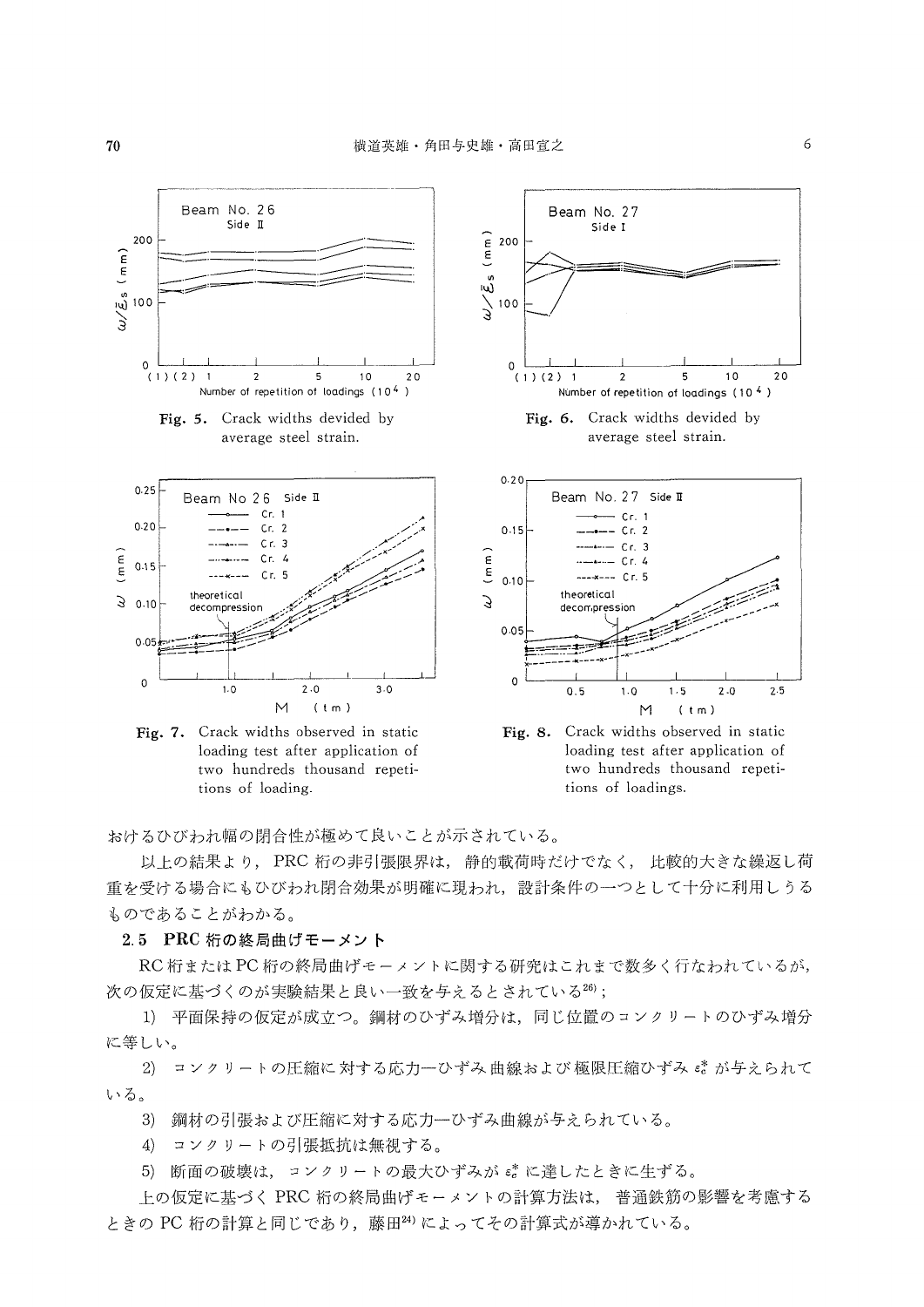Fig. 5. Crack widths devided by average steel strain.

Fig. 6. Crack widths devided by average steel strain.

Fig. 7. Crack widths observed in static loading test after application of two hundreds thousand repetitions of loading.

Fig. 8. Crack widths observed in static loading test after application of two hundreds thousand repetitions of loadings.

おけるひびわれ幅の閉合性が極めて良いことが示されている。

以上の結果より，PRC 桁の非引張限界は，静的載荷時だけでなく，比較的大きな繰返し荷重を受ける場合にもひびわれ閉合効果が明確に現われ，設計条件の一つとして十分に利用しうるものであることがわかる。

### 2.5 PRC 桁の終局曲げモーメント

RC 桁または PC 桁の終局曲げモーメントに関する研究はこれまで数多く行なわれているが，次の仮定に基づくのが実験結果と良い一致を与えるとされている[26]；

1) 平面保持の仮定が成立つ。鋼材のひずみ増分は，同じ位置のコンクリートのひずみ増分に等しい。

2) コンクリートの圧縮に対する応力—ひずみ曲線および極限圧縮ひずみ $\varepsilon_c^*$ が与えられている。

3) 鋼材の引張および圧縮に対する応力—ひずみ曲線が与えられている。

4) コンクリートの引張抵抗は無視する。

5) 断面の破壊は，コンクリートの最大ひずみが $\varepsilon_c^*$ に達したときに生ずる。

上の仮定に基づく PRC 桁の終局曲げモーメントの計算方法は，普通鉄筋の影響を考慮するときの PC 桁の計算と同じであり，藤田[24] によってその計算式が導かれている。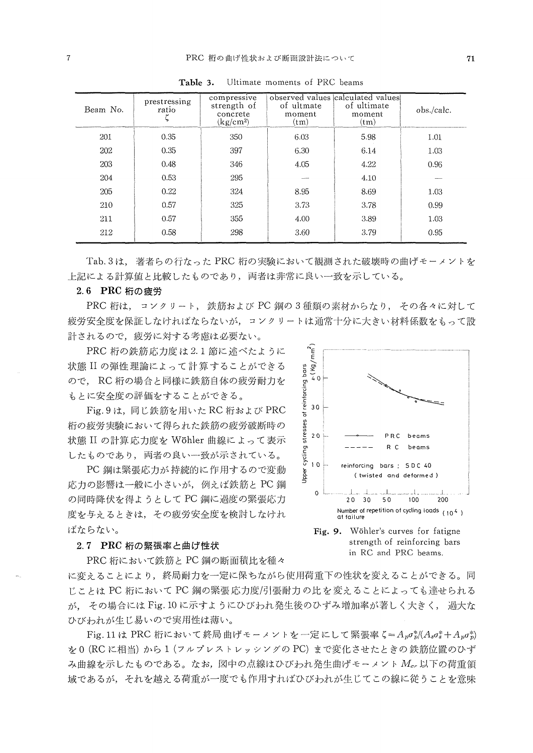**Table 3.** Ultimate moments of PRC beams

| Beam No. | prestressing ratio $\zeta$ | compressive strength of concrete (kg/cm²) | observed values of ultmate moment (tm) | calculated values of ultimate moment (tm) | obs./calc. |
|---|---|---|---|---|---|
| 201 | 0.35 | 350 | 6.03 | 5.98 | 1.01 |
| 202 | 0.35 | 397 | 6.30 | 6.14 | 1.03 |
| 203 | 0.48 | 346 | 4.05 | 4.22 | 0.96 |
| 204 | 0.53 | 295 | — | 4.10 | — |
| 205 | 0.22 | 324 | 8.95 | 8.69 | 1.03 |
| 210 | 0.57 | 325 | 3.73 | 3.78 | 0.99 |
| 211 | 0.57 | 355 | 4.00 | 3.89 | 1.03 |
| 212 | 0.58 | 298 | 3.60 | 3.79 | 0.95 |

Tab. 3は，著者らの行なったPRC桁の実験において観測された破壊時の曲げモーメントを上記による計算値と比較したものであり，両者は非常に良い一致を示している。

### 2.6 PRC桁の疲労

PRC桁は，コンクリート，鉄筋およびPC鋼の3種類の素材からなり，その各々に対して疲労安全度を保証しなければならないが，コンクリートは通常十分に大きい材料係数をもって設計されるので，疲労に対する考慮は必要ない。

PRC桁の鉄筋応力度は2.1節に述べたように状態IIの弾性理論によって計算することができるので，RC桁の場合と同様に鉄筋自体の疲労耐力をもとに安全度の評価をすることができる。

Fig. 9は，同じ鉄筋を用いたRC桁およびPRC桁の疲労実験において得られた鉄筋の疲労破断時の状態IIの計算応力度をWöhler曲線によって表示したものであり，両者の良い一致が示されている。

PC鋼は緊張応力が持続的に作用するので変動応力の影響は一般に小さいが，例えば鉄筋とPC鋼の同時降伏を得ようとしてPC鋼に過度の緊張応力度を与えるときは，その疲労安全度を検討しなければならない。

**Fig. 9.** Wöhler's curves for fatigne strength of reinforcing bars in RC and PRC beams.

### 2.7 PRC桁の緊張率と曲げ性状

PRC桁において鉄筋とPC鋼の断面積比を種々に変えることにより，終局耐力を一定に保ちながら使用荷重下の性状を変えることができる。同じことはPC桁においてPC鋼の緊張応力度/引張耐力の比を変えることによっても達せられるが，その場合にはFig. 10に示すようにひびわれ発生後のひずみ増加率が著しく大きく，過大なひびわれが生じ易いので実用性は薄い。

Fig. 11はPRC桁において終局曲げモーメントを一定にして緊張率$\zeta = A_p\sigma_p^*/(A_s\sigma_s^* + A_p\sigma_p^*)$を0 (RCに相当) から1 (フルプレストレッシングのPC) まで変化させたときの鉄筋位置のひずみ曲線を示したものである。なお，図中の点線はひびわれ発生曲げモーメント$M_{cr}$以下の荷重領域であるが，それを越える荷重が一度でも作用すればひびわれが生じてこの線に従うことを意味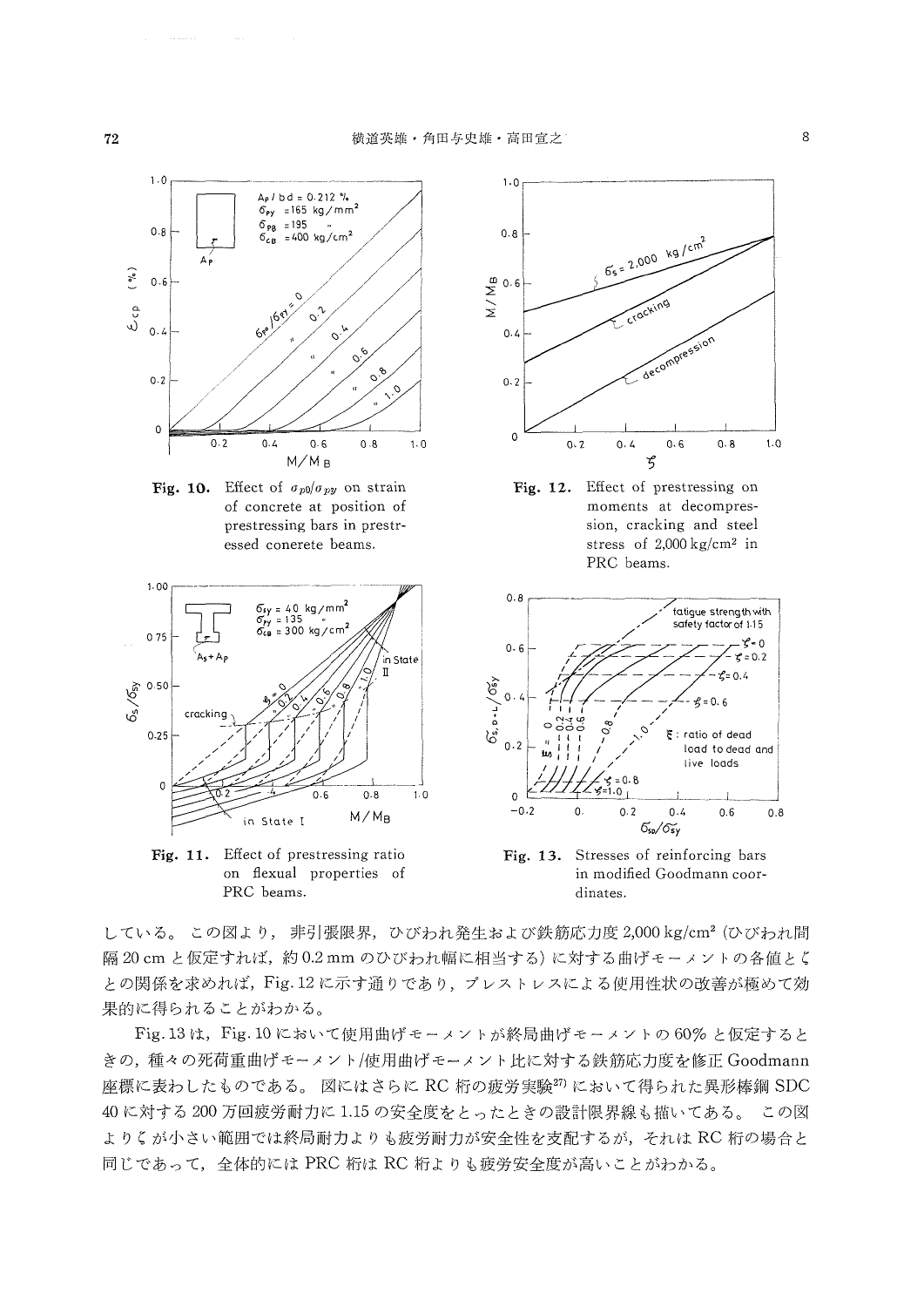**Fig. 10.** Effect of $\sigma_{p0}/\sigma_{py}$ on strain of concrete at position of prestressing bars in prestressed concrete beams.

**Fig. 12.** Effect of prestressing on moments at decompression, cracking and steel stress of 2,000 kg/cm² in PRC beams.

**Fig. 11.** Effect of prestressing ratio on flexual properties of PRC beams.

**Fig. 13.** Stresses of reinforcing bars in modified Goodmann coordinates.

している。この図より，非引張限界，ひびわれ発生および鉄筋応力度2,000 kg/cm² (ひびわれ間隔20 cmと仮定すれば，約0.2 mmのひびわれ幅に相当する) に対する曲げモーメントの各値と$\zeta$との関係を求めれば，Fig. 12に示す通りであり，プレストレスによる使用性状の改善が極めて効果的に得られることがわかる。

Fig. 13は，Fig. 10において使用曲げモーメントが終局曲げモーメントの60%と仮定するときの，種々の死荷重曲げモーメント/使用曲げモーメント比に対する鉄筋応力度を修正Goodmann座標に表わしたものである。図にはさらにRC桁の疲労実験[27]において得られた異形棒鋼SDC 40に対する200万回疲労耐力に1.15の安全度をとったときの設計限界線も描いてある。この図より$\zeta$が小さい範囲では終局耐力よりも疲労耐力が安全性を支配するが，それはRC桁の場合と同じであって，全体的にはPRC桁はRC桁よりも疲労安全度が高いことがわかる。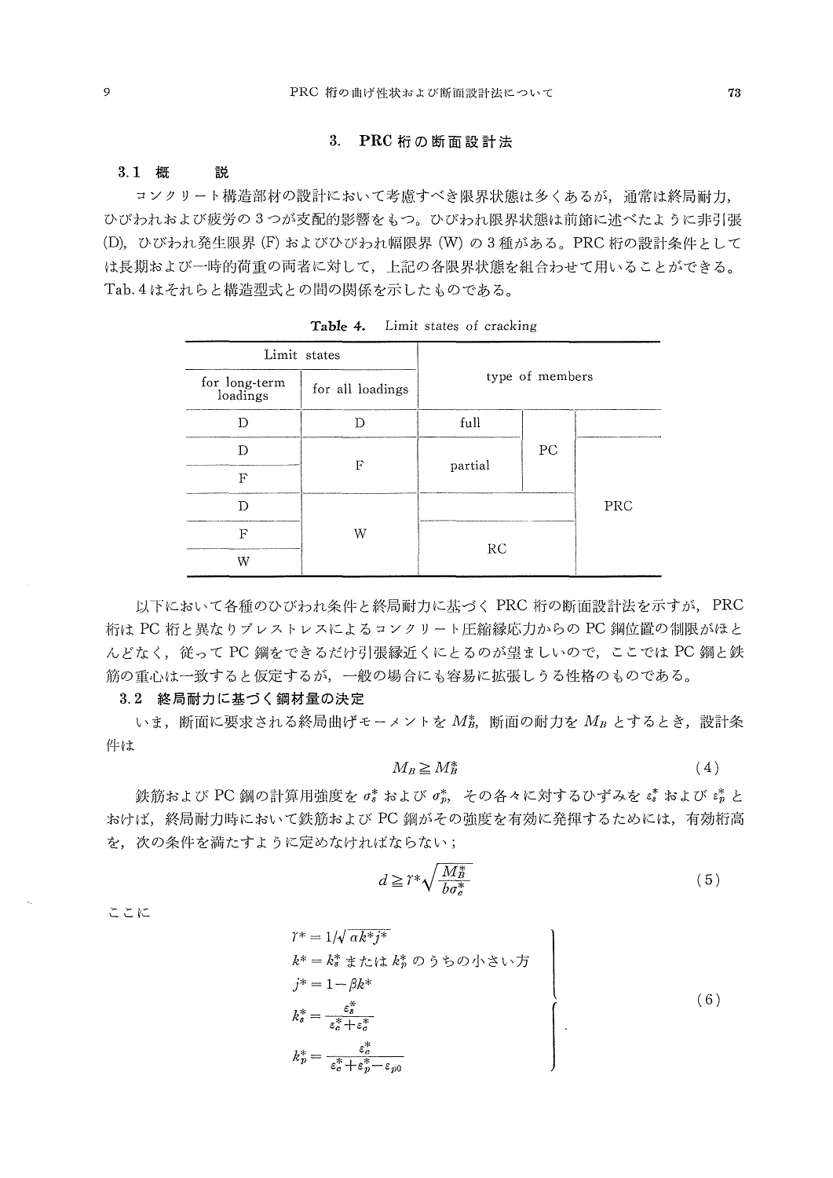## 3. PRC 桁の断面設計法

### 3.1 概　　説

コンクリート構造部材の設計において考慮すべき限界状態は多くあるが，通常は終局耐力，ひびわれおよび疲労の3つが支配的影響をもつ。ひびわれ限界状態は前節に述べたように非引張(D)，ひびわれ発生限界(F)およびひびわれ幅限界(W)の3種がある。PRC 桁の設計条件としては長期および一時的荷重の両者に対して，上記の各限界状態を組合わせて用いることができる。Tab. 4 はそれらと構造型式との間の関係を示したものである。

**Table 4.**　Limit states of cracking

| Limit states | | type of members | | |
|---|---|---|---|---|
| for long-term loadings | for all loadings | | | |
| D | D | full | PC | |
| D | F | partial | PC | PRC |
| F | F | partial | PC | PRC |
| D | W | | | PRC |
| F | W | RC | | PRC |
| W | W | RC | | PRC |

以下において各種のひびわれ条件と終局耐力に基づく PRC 桁の断面設計法を示すが，PRC 桁は PC 桁と異なりプレストレスによるコンクリート圧縮縁応力からの PC 鋼位置の制限がほとんどなく，従って PC 鋼をできるだけ引張縁近くにとるのが望ましいので，ここでは PC 鋼と鉄筋の重心は一致すると仮定するが，一般の場合にも容易に拡張しうる性格のものである。

### 3.2 終局耐力に基づく鋼材量の決定

いま，断面に要求される終局曲げモーメントを $M_B^*$，断面の耐力を $M_B$ とするとき，設計条件は

$$M_B \geqq M_B^* \tag{4}$$

鉄筋および PC 鋼の計算用強度を $\sigma_s^*$ および $\sigma_p^*$，その各々に対するひずみを $\varepsilon_s^*$ および $\varepsilon_p^*$ とおけば，終局耐力時において鉄筋および PC 鋼がその強度を有効に発揮するためには，有効桁高を，次の条件を満たすように定めなければならない；

$$d \geqq \gamma^* \sqrt{\frac{M_B^*}{b\sigma_c^*}} \tag{5}$$

ここに

$$\left.\begin{aligned}
&\gamma^* = 1/\sqrt{\alpha k^* j^*} \\
&k^* = k_s^* \text{ または } k_p^* \text{ のうちの小さい方} \\
&j^* = 1 - \beta k^* \\
&k_s^* = \frac{\varepsilon_c^*}{\varepsilon_c^* + \varepsilon_s^*} \\
&k_p^* = \frac{\varepsilon_c^*}{\varepsilon_c^* + \varepsilon_p^* - \varepsilon_{p0}}
\end{aligned}\right\} \tag{6}$$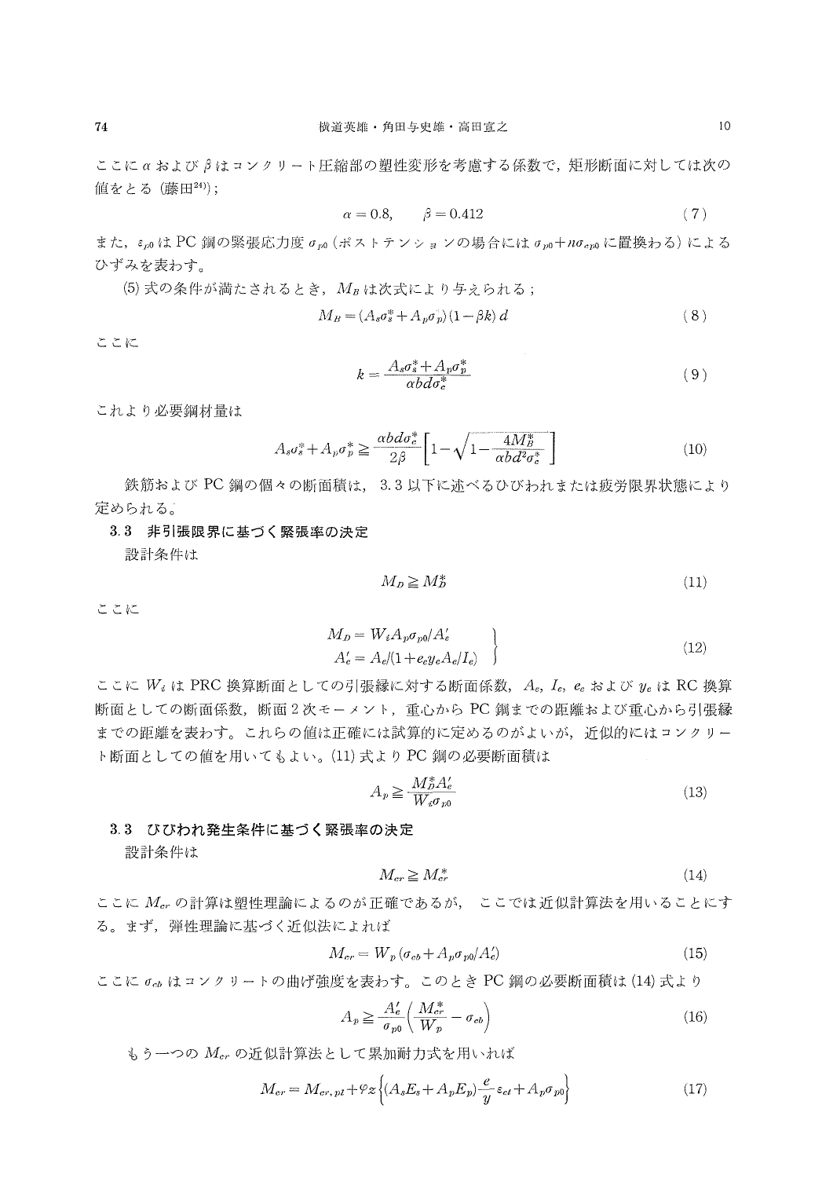ここに $\alpha$ および $\beta$ はコンクリート圧縮部の塑性変形を考慮する係数で，矩形断面に対しては次の値をとる（藤田[24]）；

$$\alpha = 0.8, \qquad \beta = 0.412 \tag{7}$$

また，$\varepsilon_{p0}$ は PC 鋼の緊張応力度 $\sigma_{p0}$（ポストテンションの場合には $\sigma_{p0}+n\sigma_{cp0}$ に置換わる）によるひずみを表わす。

(5) 式の条件が満たされるとき，$M_B$ は次式により与えられる；

$$M_B = (A_s\sigma_s^* + A_p\sigma_p)(1-\beta k)\,d \tag{8}$$

ここに

$$k = \frac{A_s\sigma_s^* + A_p\sigma_p^*}{\alpha b d \sigma_c^*} \tag{9}$$

これより必要鋼材量は

$$A_s\sigma_s^* + A_p\sigma_p^* \geqq \frac{\alpha b d \sigma_c^*}{2\beta}\left[1-\sqrt{1-\frac{4M_B^*}{\alpha b d^2 \sigma_c^*}}\right] \tag{10}$$

鉄筋および PC 鋼の個々の断面積は，3.3 以下に述べるひびわれまたは疲労限界状態により定められる。

### 3.3 非引張限界に基づく緊張率の決定

設計条件は

$$M_D \geqq M_D^* \tag{11}$$

ここに

$$\left.\begin{aligned} M_D &= W_i A_p \sigma_{p0}/A_e' \\ A_e' &= A_e/(1+e_e y_e A_e/I_e) \end{aligned}\right\} \tag{12}$$

ここに $W_i$ は PRC 換算断面としての引張縁に対する断面係数，$A_e$, $I_e$, $e_e$ および $y_e$ は RC 換算断面としての断面係数，断面 2 次モーメント，重心から PC 鋼までの距離および重心から引張縁までの距離を表わす。これらの値は正確には試算的に定めるのがよいが，近似的にはコンクリート断面としての値を用いてもよい。(11) 式より PC 鋼の必要断面積は

$$A_p \geqq \frac{M_D^* A_e'}{W_i \sigma_{p0}} \tag{13}$$

### 3.3 ひびわれ発生条件に基づく緊張率の決定

設計条件は

$$M_{cr} \geqq M_{cr}^* \tag{14}$$

ここに $M_{cr}$ の計算は塑性理論によるのが正確であるが，ここでは近似計算法を用いることにする。まず，弾性理論に基づく近似法によれば

$$M_{cr} = W_p(\sigma_{cb} + A_p\sigma_{p0}/A_e') \tag{15}$$

ここに $\sigma_{cb}$ はコンクリートの曲げ強度を表わす。このとき PC 鋼の必要断面積は (14) 式より

$$A_p \geqq \frac{A_e'}{\sigma_{p0}}\left(\frac{M_{cr}^*}{W_p} - \sigma_{cb}\right) \tag{16}$$

もう一つの $M_{cr}$ の近似計算法として累加耐力式を用いれば

$$M_{cr} = M_{cr,pl} + \varphi z\left\{(A_sE_s + A_pE_p)\frac{e}{y}\varepsilon_{ct} + A_p\sigma_{p0}\right\} \tag{17}$$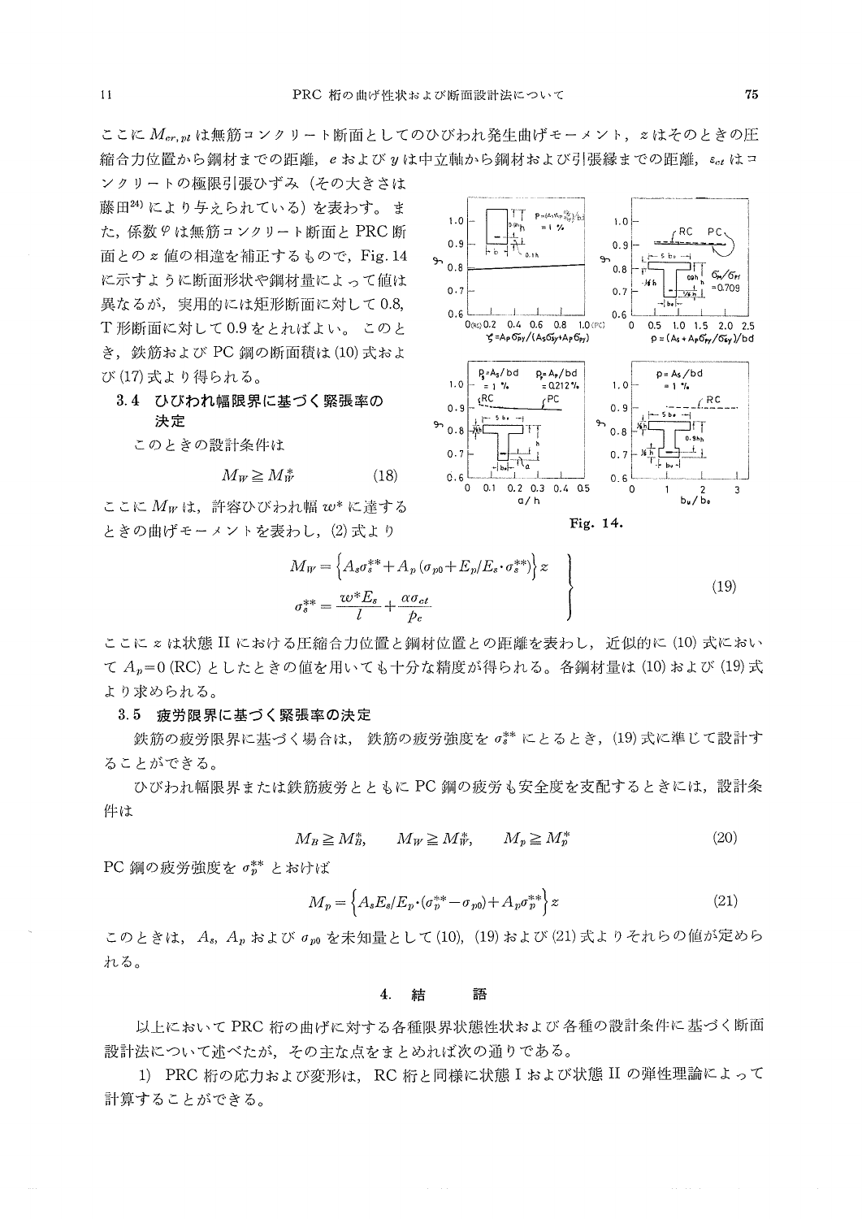ここに $M_{cr,pl}$ は無筋コンクリート断面としてのひびわれ発生曲げモーメント，$z$ はそのときの圧縮合力位置から鋼材までの距離，$e$ および $y$ は中立軸から鋼材および引張縁までの距離，$\varepsilon_{ct}$ はコンクリートの極限引張ひずみ（その大きさは藤田[24]により与えられている）を表わす。また，係数 $\varphi$ は無筋コンクリート断面と PRC 断面との $z$ 値の相違を補正するもので，Fig. 14 に示すように断面形状や鋼材量によって値は異なるが，実用的には矩形断面に対して 0.8，T 形断面に対して 0.9 をとればよい。このとき，鉄筋および PC 鋼の断面積は (10) 式および (17) 式より得られる。

Fig. 14.

### 3.4 ひびわれ幅限界に基づく緊張率の決定

このときの設計条件は

$$M_W \geqq M_W^* \tag{18}$$

ここに $M_W$ は，許容ひびわれ幅 $w^*$ に達するときの曲げモーメントを表わし，(2) 式より

$$\left.\begin{aligned} M_W &= \left\{A_s\sigma_s^{**} + A_p\left(\sigma_{p0} + E_p/E_s\cdot\sigma_s^{**}\right)\right\}z \\ \sigma_s^{**} &= \frac{w^*E_s}{l} + \frac{\alpha\sigma_{ct}}{p_c} \end{aligned}\right\} \tag{19}$$

ここに $z$ は状態 II における圧縮合力位置と鋼材位置との距離を表わし，近似的に (10) 式において $A_p=0$ (RC) としたときの値を用いても十分な精度が得られる。各鋼材量は (10) および (19) 式より求められる。

### 3.5 疲労限界に基づく緊張率の決定

鉄筋の疲労限界に基づく場合は，鉄筋の疲労強度を $\sigma_s^{**}$ にとるとき，(19) 式に準じて設計することができる。

ひびわれ幅限界または鉄筋疲労とともに PC 鋼の疲労も安全度を支配するときには，設計条件は

$$M_B \geqq M_B^*, \qquad M_W \geqq M_W^*, \qquad M_p \geqq M_p^* \tag{20}$$

PC 鋼の疲労強度を $\sigma_p^{**}$ とおけば

$$M_p = \left\{A_sE_s/E_p\cdot(\sigma_p^{**} - \sigma_{p0}) + A_p\sigma_p^{**}\right\}z \tag{21}$$

このときは，$A_s$，$A_p$ および $\sigma_{p0}$ を未知量として (10)，(19) および (21) 式よりそれらの値が定められる。

## 4. 結　語

以上において PRC 桁の曲げに対する各種限界状態性状および各種の設計条件に基づく断面設計法について述べたが，その主な点をまとめれば次の通りである。

1) PRC 桁の応力および変形は，RC 桁と同様に状態 I および状態 II の弾性理論によって計算することができる。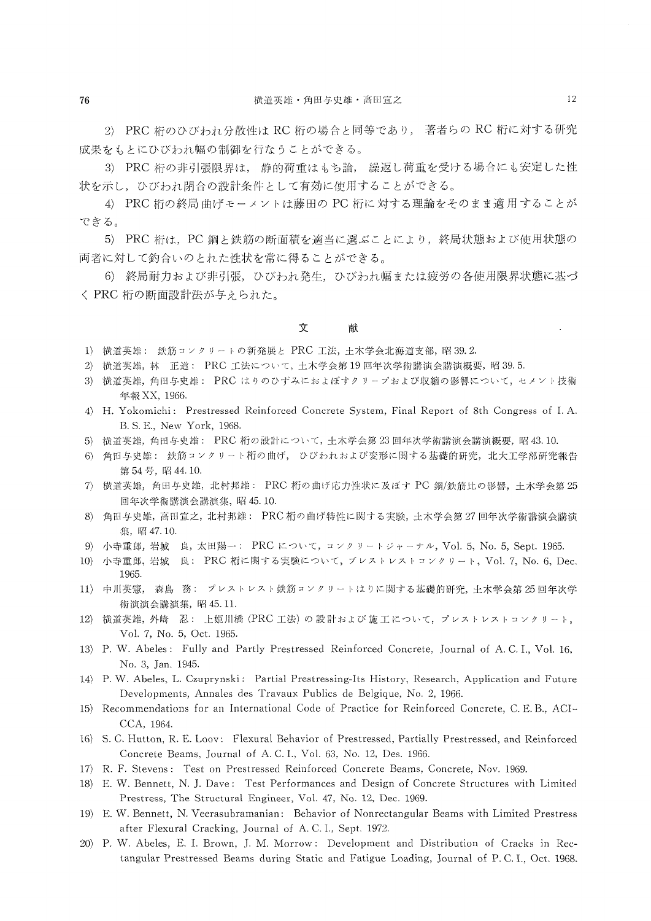2) PRC 桁のひびわれ分散性は RC 桁の場合と同等であり，著者らの RC 桁に対する研究成果をもとにひびわれ幅の制御を行なうことができる。

3) PRC 桁の非引張限界は，静的荷重はもち論，繰返し荷重を受ける場合にも安定した性状を示し，ひびわれ閉合の設計条件として有効に使用することができる。

4) PRC 桁の終局曲げモーメントは藤田の PC 桁に対する理論をそのまま適用することができる。

5) PRC 桁は，PC 鋼と鉄筋の断面積を適当に選ぶことにより，終局状態および使用状態の両者に対して釣合いのとれた性状を常に得ることができる。

6) 終局耐力および非引張，ひびわれ発生，ひびわれ幅または疲労の各使用限界状態に基づく PRC 桁の断面設計法が与えられた。

## 文　献

1) 横道英雄： 鉄筋コンクリートの新発展と PRC 工法，土木学会北海道支部，昭 39. 2.
2) 横道英雄，林　正道： PRC 工法について，土木学会第 19 回年次学術講演会講演概要，昭 39. 5.
3) 横道英雄，角田与史雄： PRC はりのひずみにおよぼすクリープおよび収縮の影響について，セメント技術年報 XX, 1966.
4) H. Yokomichi: Prestressed Reinforced Concrete System, Final Report of 8th Congress of I. A. B. S. E., New York, 1968.
5) 横道英雄，角田与史雄： PRC 桁の設計について，土木学会第 23 回年次学術講演会講演概要，昭 43. 10.
6) 角田与史雄： 鉄筋コンクリート桁の曲げ，ひびわれおよび変形に関する基礎的研究，北大工学部研究報告第 54 号，昭 44. 10.
7) 横道英雄，角田与史雄，北村邦雄： PRC 桁の曲げ応力性状に及ぼす PC 鋼/鉄筋比の影響，土木学会第 25 回年次学術講演会講演集，昭 45. 10.
8) 角田与史雄，高田宣之，北村邦雄： PRC 桁の曲げ特性に関する実験，土木学会第 27 回年次学術講演会講演集，昭 47. 10.
9) 小寺重郎，岩城　良，太田陽一： PRC について，コンクリートジャーナル，Vol. 5, No. 5, Sept. 1965.
10) 小寺重郎，岩城　良： PRC 桁に関する実験について，プレストレストコンクリート，Vol. 7, No. 6, Dec. 1965.
11) 中川英憲，森島　務： プレストレスト鉄筋コンクリートはりに関する基礎的研究，土木学会第 25 回年次学術演講会講演集，昭 45. 11.
12) 横道英雄，外崎　忍： 上姫川橋 (PRC 工法) の設計および施工について，プレストレストコンクリート，Vol. 7, No. 5, Oct. 1965.
13) P. W. Abeles: Fully and Partly Prestressed Reinforced Concrete, Journal of A. C. I., Vol. 16, No. 3, Jan. 1945.
14) P. W. Abeles, L. Czuprynski: Partial Prestressing-Its History, Research, Application and Future Developments, Annales des Travaux Publics de Belgique, No. 2, 1966.
15) Recommendations for an International Code of Practice for Reinforced Concrete, C. E. B., ACI-CCA, 1964.
16) S. C. Hutton, R. E. Loov: Flexural Behavior of Prestressed, Partially Prestressed, and Reinforced Concrete Beams, Journal of A. C. I., Vol. 63, No. 12, Des. 1966.
17) R. F. Stevens: Test on Prestressed Reinforced Concrete Beams, Concrete, Nov. 1969.
18) E. W. Bennett, N. J. Dave: Test Performances and Design of Concrete Structures with Limited Prestress, The Structural Engineer, Vol. 47, No. 12, Dec. 1969.
19) E. W. Bennett, N. Veerasubramanian: Behavior of Nonrectangular Beams with Limited Prestress after Flexural Cracking, Journal of A. C. I., Sept. 1972.
20) P. W. Abeles, E. I. Brown, J. M. Morrow: Development and Distribution of Cracks in Rectangular Prestressed Beams during Static and Fatigue Loading, Journal of P. C. I., Oct. 1968.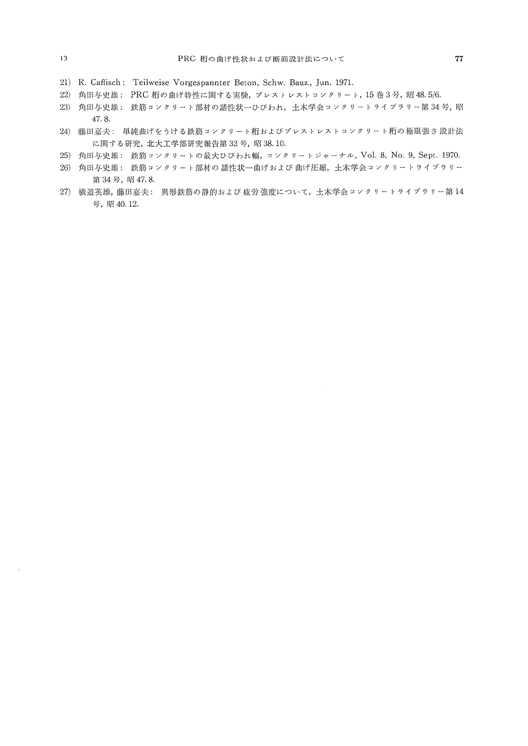21) R. Caflisch: Teilweise Vorgespannter Beton, Schw. Bauz., Jun. 1971.

22) 角田与史雄: PRC 桁の曲げ特性に関する実験, プレストレストコンクリート, 15 巻 3 号, 昭 48. 5/6.

23) 角田与史雄: 鉄筋コンクリート部材の諸性状—ひびわれ, 土木学会コンクリートライブラリー第 34 号, 昭 47. 8.

24) 藤田嘉夫: 単純曲げをうける鉄筋コンクリート桁およびプレストレストコンクリート桁の極限強さ設計法に関する研究, 北大工学部研究報告第 32 号, 昭 38. 10.

25) 角田与史雄: 鉄筋コンクリートの最大ひびわれ幅, コンクリートジャーナル, Vol. 8, No. 9, Sept. 1970.

26) 角田与史雄: 鉄筋コンクリート部材の諸性状—曲げおよび曲げ圧縮, 土木学会コンクリートライブラリー第 34 号, 昭 47. 8.

27) 横道英雄, 藤田嘉夫: 異形鉄筋の静的および疲労強度について, 土木学会コンクリートライブラリー第 14 号, 昭 40. 12.